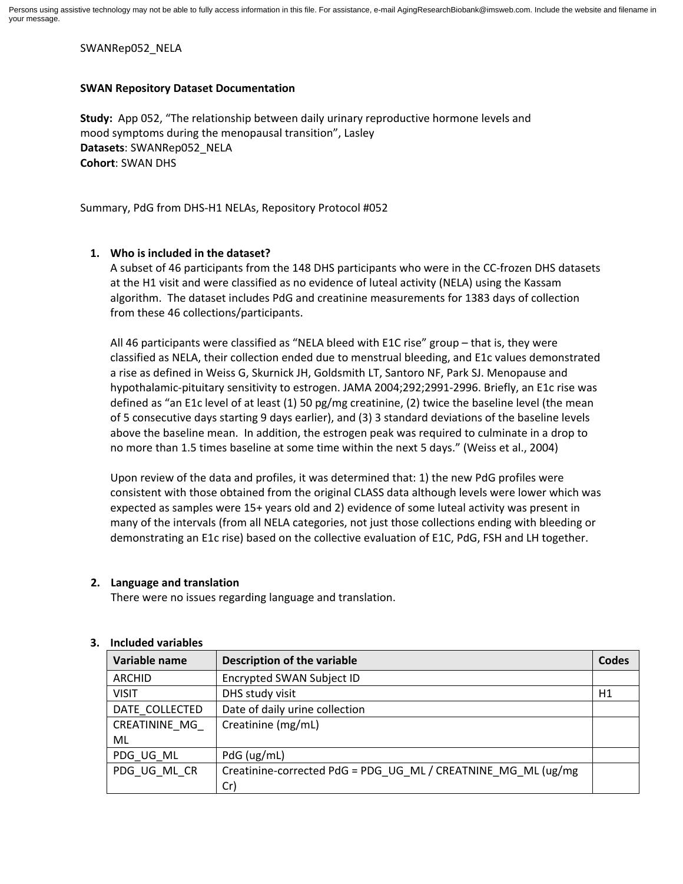Persons using assistive technology may not be able to fully access information in this file. For assistance, e-mail AgingResearchBiobank@imsweb.com. Include the website and filename in your message.

SWANRep052_NELA

**SWAN Repository Dataset Documentation**

**Study:** App 052, "The relationship between daily urinary reproductive hormone levels and mood symptoms during the menopausal transition", Lasley
**Datasets**: SWANRep052_NELA
**Cohort**: SWAN DHS

Summary, PdG from DHS-H1 NELAs, Repository Protocol #052

1. **Who is included in the dataset?**
   A subset of 46 participants from the 148 DHS participants who were in the CC-frozen DHS datasets at the H1 visit and were classified as no evidence of luteal activity (NELA) using the Kassam algorithm. The dataset includes PdG and creatinine measurements for 1383 days of collection from these 46 collections/participants.

   All 46 participants were classified as "NELA bleed with E1C rise" group – that is, they were classified as NELA, their collection ended due to menstrual bleeding, and E1c values demonstrated a rise as defined in Weiss G, Skurnick JH, Goldsmith LT, Santoro NF, Park SJ. Menopause and hypothalamic-pituitary sensitivity to estrogen. JAMA 2004;292;2991-2996. Briefly, an E1c rise was defined as "an E1c level of at least (1) 50 pg/mg creatinine, (2) twice the baseline level (the mean of 5 consecutive days starting 9 days earlier), and (3) 3 standard deviations of the baseline levels above the baseline mean. In addition, the estrogen peak was required to culminate in a drop to no more than 1.5 times baseline at some time within the next 5 days." (Weiss et al., 2004)

   Upon review of the data and profiles, it was determined that: 1) the new PdG profiles were consistent with those obtained from the original CLASS data although levels were lower which was expected as samples were 15+ years old and 2) evidence of some luteal activity was present in many of the intervals (from all NELA categories, not just those collections ending with bleeding or demonstrating an E1c rise) based on the collective evaluation of E1C, PdG, FSH and LH together.

2. **Language and translation**
   There were no issues regarding language and translation.

3. **Included variables**

| Variable name | Description of the variable | Codes |
|---|---|---|
| ARCHID | Encrypted SWAN Subject ID | |
| VISIT | DHS study visit | H1 |
| DATE_COLLECTED | Date of daily urine collection | |
| CREATININE_MG_ML | Creatinine (mg/mL) | |
| PDG_UG_ML | PdG (ug/mL) | |
| PDG_UG_ML_CR | Creatinine-corrected PdG = PDG_UG_ML / CREATNINE_MG_ML (ug/mg Cr) | |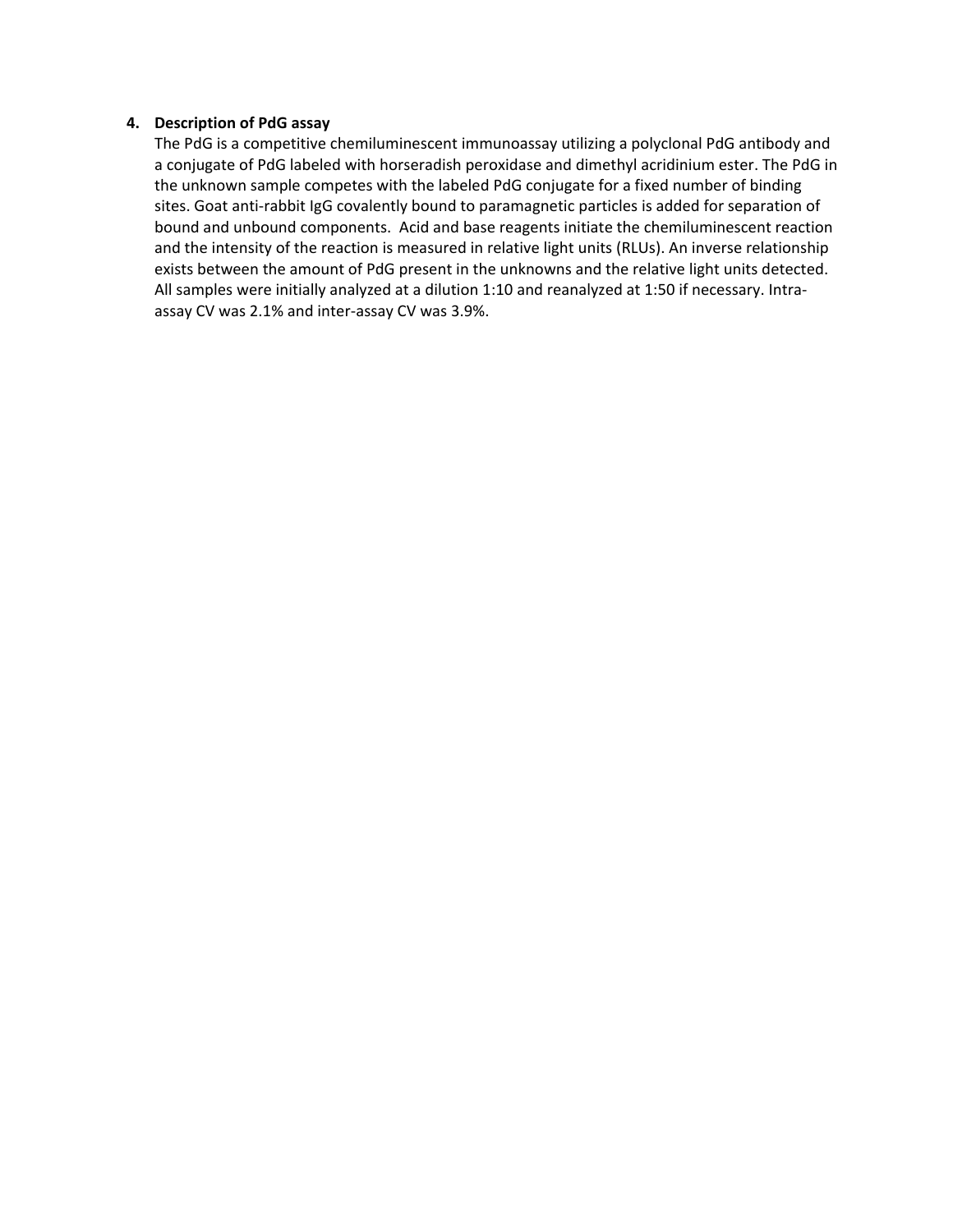4. **Description of PdG assay**

The PdG is a competitive chemiluminescent immunoassay utilizing a polyclonal PdG antibody and a conjugate of PdG labeled with horseradish peroxidase and dimethyl acridinium ester. The PdG in the unknown sample competes with the labeled PdG conjugate for a fixed number of binding sites. Goat anti-rabbit IgG covalently bound to paramagnetic particles is added for separation of bound and unbound components. Acid and base reagents initiate the chemiluminescent reaction and the intensity of the reaction is measured in relative light units (RLUs). An inverse relationship exists between the amount of PdG present in the unknowns and the relative light units detected. All samples were initially analyzed at a dilution 1:10 and reanalyzed at 1:50 if necessary. Intra-assay CV was 2.1% and inter-assay CV was 3.9%.